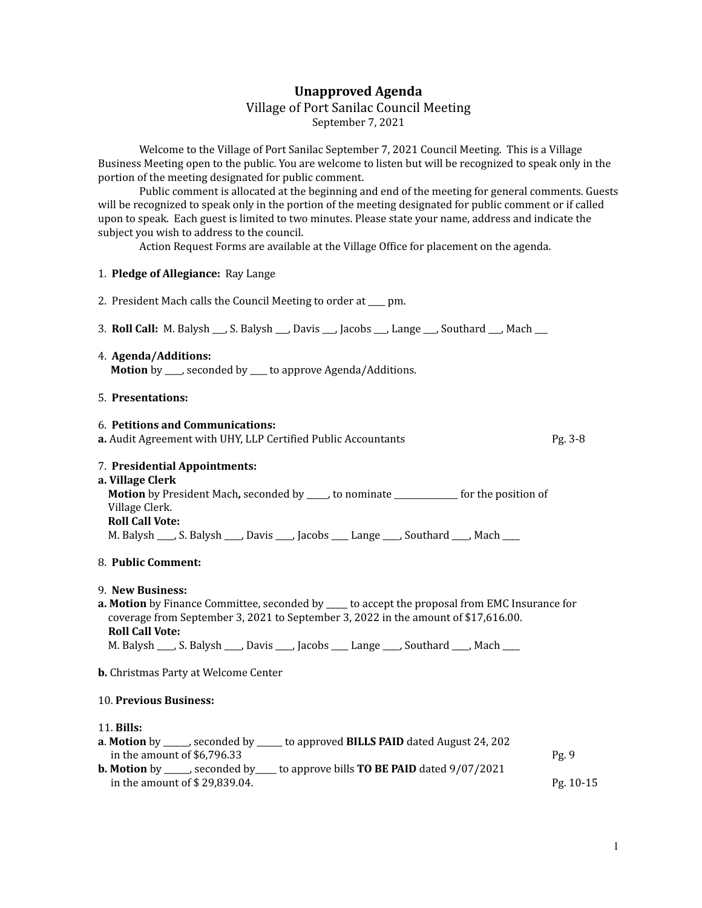# Unapproved Agenda

## Village of Port Sanilac Council Meeting

September 7, 2021

Welcome to the Village of Port Sanilac September 7, 2021 Council Meeting. This is a Village Business Meeting open to the public. You are welcome to listen but will be recognized to speak only in the portion of the meeting designated for public comment.

Public comment is allocated at the beginning and end of the meeting for general comments. Guests will be recognized to speak only in the portion of the meeting designated for public comment or if called upon to speak. Each guest is limited to two minutes. Please state your name, address and indicate the subject you wish to address to the council.

Action Request Forms are available at the Village Office for placement on the agenda.

1. **Pledge of Allegiance:** Ray Lange

2. President Mach calls the Council Meeting to order at ____ pm.

3. **Roll Call:** M. Balysh ___, S. Balysh ___, Davis ___, Jacobs ___, Lange ___, Southard ___, Mach ___

4. **Agenda/Additions:**
   **Motion** by ____, seconded by ____ to approve Agenda/Additions.

5. **Presentations:**

6. **Petitions and Communications:**

**a.** Audit Agreement with UHY, LLP Certified Public Accountants — Pg. 3-8

7. **Presidential Appointments:**

**a. Village Clerk**
**Motion** by President Mach**,** seconded by _____, to nominate ______________ for the position of Village Clerk.
**Roll Call Vote:**
M. Balysh ____, S. Balysh ____, Davis ____, Jacobs ____ Lange ____, Southard ____, Mach ____

8. **Public Comment:**

9. **New Business:**

**a. Motion** by Finance Committee, seconded by _____ to accept the proposal from EMC Insurance for coverage from September 3, 2021 to September 3, 2022 in the amount of $17,616.00.
**Roll Call Vote:**
M. Balysh ____, S. Balysh ____, Davis ____, Jacobs ____ Lange ____, Southard ____, Mach ____

**b.** Christmas Party at Welcome Center

10. **Previous Business:**

11. **Bills:**

**a**. **Motion** by ______, seconded by ______ to approved **BILLS PAID** dated August 24, 202 in the amount of $6,796.33 — Pg. 9

**b. Motion** by ______, seconded by_____ to approve bills **TO BE PAID** dated 9/07/2021 in the amount of $ 29,839.04. — Pg. 10-15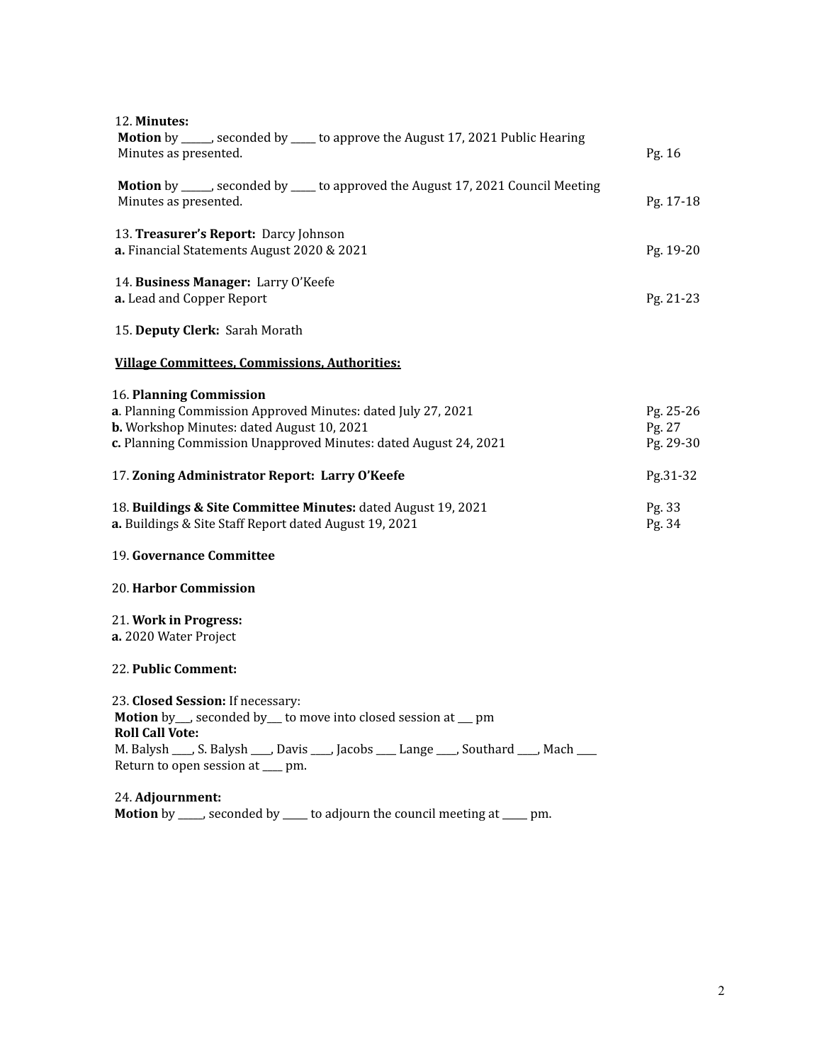12. **Minutes:**

**Motion** by _____, seconded by ____ to approve the August 17, 2021 Public Hearing Minutes as presented. Pg. 16

**Motion** by _____, seconded by ____ to approved the August 17, 2021 Council Meeting Minutes as presented. Pg. 17-18

13. **Treasurer's Report:** Darcy Johnson

**a.** Financial Statements August 2020 & 2021 Pg. 19-20

14. **Business Manager:** Larry O'Keefe

**a.** Lead and Copper Report Pg. 21-23

15. **Deputy Clerk:** Sarah Morath

**<u>Village Committees, Commissions, Authorities:</u>**

16. **Planning Commission**

**a**. Planning Commission Approved Minutes: dated July 27, 2021 Pg. 25-26

**b.** Workshop Minutes: dated August 10, 2021 Pg. 27

**c.** Planning Commission Unapproved Minutes: dated August 24, 2021 Pg. 29-30

17. **Zoning Administrator Report: Larry O'Keefe** Pg.31-32

18. **Buildings & Site Committee Minutes:** dated August 19, 2021 Pg. 33

**a.** Buildings & Site Staff Report dated August 19, 2021 Pg. 34

19. **Governance Committee**

20. **Harbor Commission**

21. **Work in Progress:**

**a.** 2020 Water Project

22. **Public Comment:**

23. **Closed Session:** If necessary:

**Motion** by___, seconded by___ to move into closed session at ___ pm

**Roll Call Vote:**

M. Balysh ____, S. Balysh ____, Davis ____, Jacobs ____ Lange ____, Southard ____, Mach ____

Return to open session at ____ pm.

24. **Adjournment:**

**Motion** by _____, seconded by _____ to adjourn the council meeting at _____ pm.